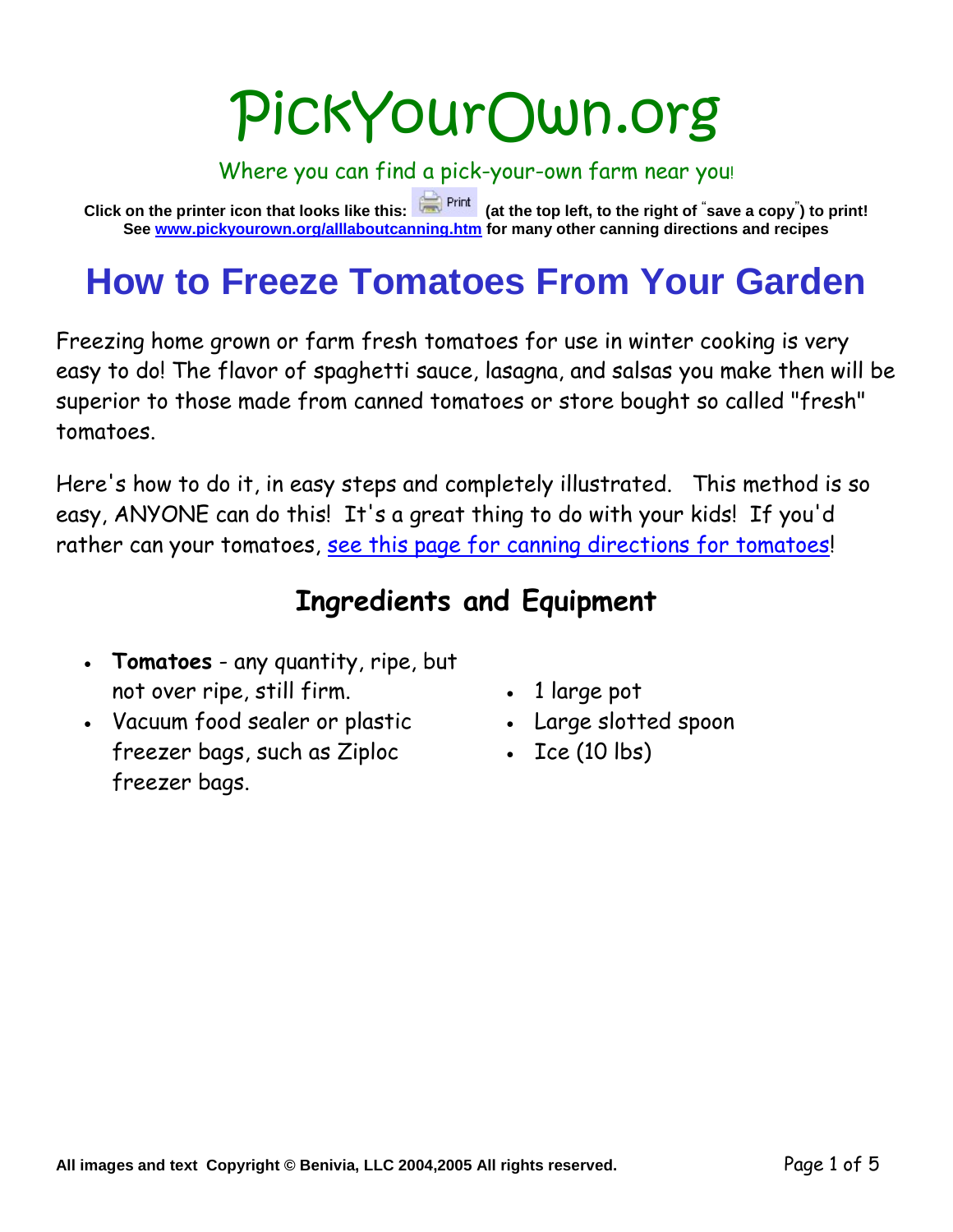# PickYourOwn.org

Where you can find a pick-your-own farm near you!

**Click on the printer icon that looks like this: Print (at the top left, to the right of "save a copy") to print! See [www.pickyourown.org/alllaboutcanning.htm](www.pickyourown.org/alllaboutcanning.htm) for many other canning directions and recipes**

# How to Freeze Tomatoes From Your Garden

Freezing home grown or farm fresh tomatoes for use in winter cooking is very easy to do! The flavor of spaghetti sauce, lasagna, and salsas you make then will be superior to those made from canned tomatoes or store bought so called "fresh" tomatoes.

Here's how to do it, in easy steps and completely illustrated. This method is so easy, ANYONE can do this! It's a great thing to do with your kids! If you'd rather can your tomatoes, see this page for canning directions for tomatoes!

## Ingredients and Equipment

- **Tomatoes** - any quantity, ripe, but not over ripe, still firm.
- Vacuum food sealer or plastic freezer bags, such as Ziploc freezer bags.
- 1 large pot
- Large slotted spoon
- Ice (10 lbs)

All images and text Copyright © Benivia, LLC 2004,2005 All rights reserved.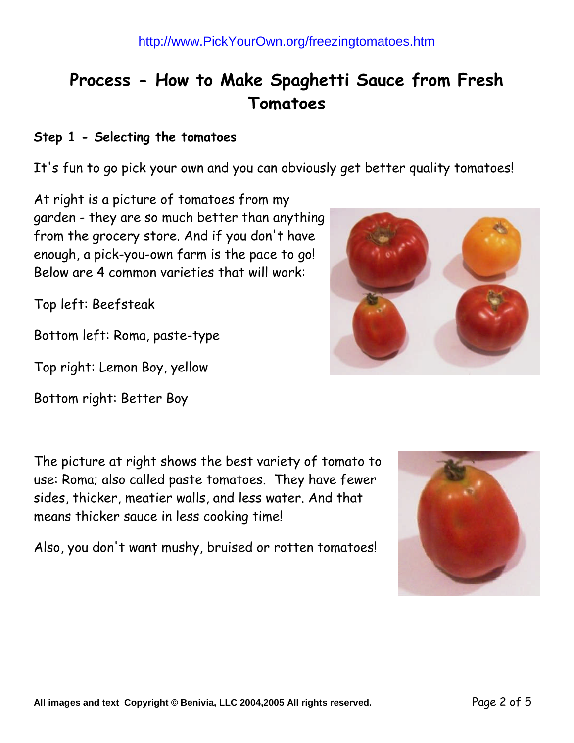# Process - How to Make Spaghetti Sauce from Fresh Tomatoes

### Step 1 - Selecting the tomatoes

It's fun to go pick your own and you can obviously get better quality tomatoes!

At right is a picture of tomatoes from my garden - they are so much better than anything from the grocery store. And if you don't have enough, a pick-you-own farm is the pace to go! Below are 4 common varieties that will work:

Top left: Beefsteak

Bottom left: Roma, paste-type

Top right: Lemon Boy, yellow

Bottom right: Better Boy

The picture at right shows the best variety of tomato to use: Roma; also called paste tomatoes. They have fewer sides, thicker, meatier walls, and less water. And that means thicker sauce in less cooking time!

Also, you don't want mushy, bruised or rotten tomatoes!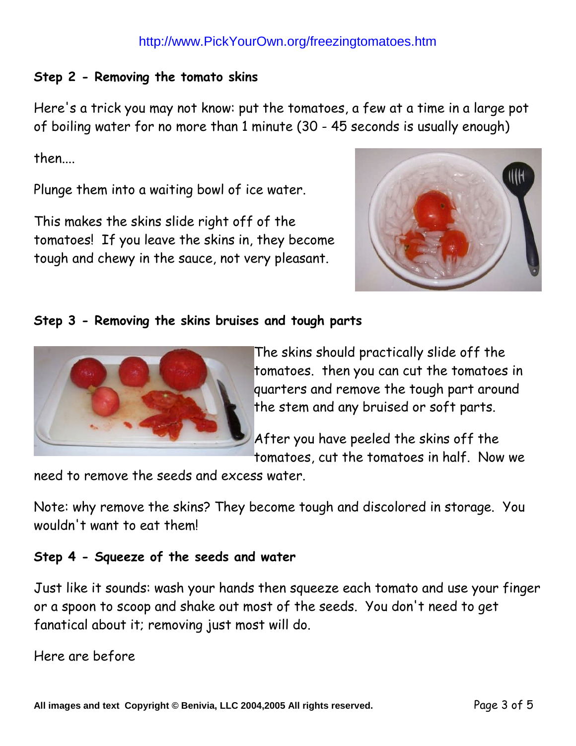**Step 2 - Removing the tomato skins**

Here's a trick you may not know: put the tomatoes, a few at a time in a large pot of boiling water for no more than 1 minute (30 - 45 seconds is usually enough)

then....

Plunge them into a waiting bowl of ice water.

This makes the skins slide right off of the tomatoes! If you leave the skins in, they become tough and chewy in the sauce, not very pleasant.

**Step 3 - Removing the skins bruises and tough parts**

The skins should practically slide off the tomatoes. then you can cut the tomatoes in quarters and remove the tough part around the stem and any bruised or soft parts.

After you have peeled the skins off the tomatoes, cut the tomatoes in half. Now we need to remove the seeds and excess water.

Note: why remove the skins? They become tough and discolored in storage. You wouldn't want to eat them!

**Step 4 - Squeeze of the seeds and water**

Just like it sounds: wash your hands then squeeze each tomato and use your finger or a spoon to scoop and shake out most of the seeds. You don't need to get fanatical about it; removing just most will do.

Here are before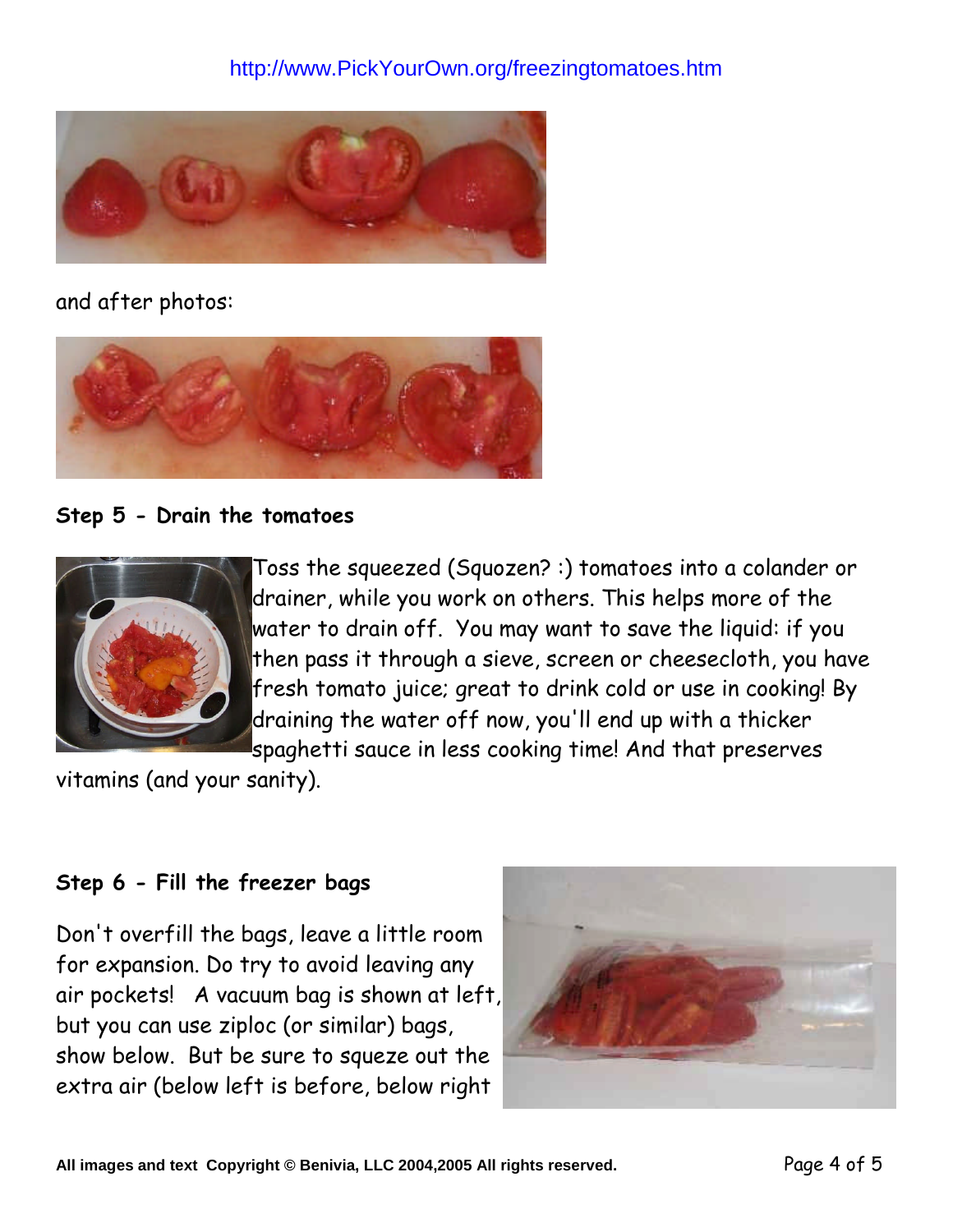and after photos:

**Step 5 - Drain the tomatoes**

Toss the squeezed (Squozen? :) tomatoes into a colander or drainer, while you work on others. This helps more of the water to drain off. You may want to save the liquid: if you then pass it through a sieve, screen or cheesecloth, you have fresh tomato juice; great to drink cold or use in cooking! By draining the water off now, you'll end up with a thicker spaghetti sauce in less cooking time! And that preserves vitamins (and your sanity).

**Step 6 - Fill the freezer bags**

Don't overfill the bags, leave a little room for expansion. Do try to avoid leaving any air pockets! A vacuum bag is shown at left, but you can use ziploc (or similar) bags, show below. But be sure to squeze out the extra air (below left is before, below right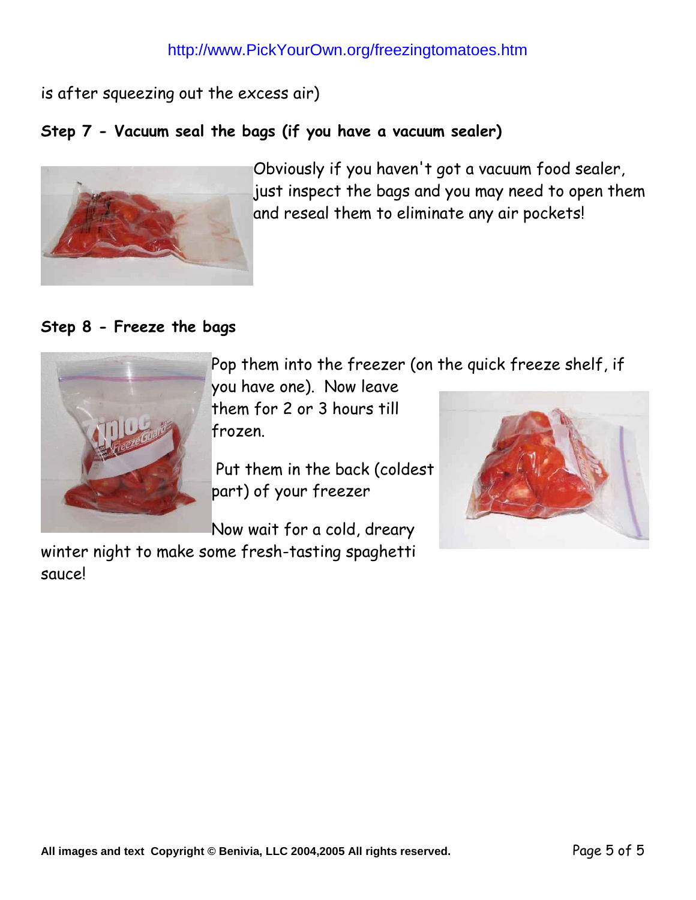is after squeezing out the excess air)

**Step 7 - Vacuum seal the bags (if you have a vacuum sealer)**

Obviously if you haven't got a vacuum food sealer, just inspect the bags and you may need to open them and reseal them to eliminate any air pockets!

**Step 8 - Freeze the bags**

Pop them into the freezer (on the quick freeze shelf, if you have one). Now leave them for 2 or 3 hours till frozen.

Put them in the back (coldest part) of your freezer

Now wait for a cold, dreary winter night to make some fresh-tasting spaghetti sauce!

**All images and text Copyright © Benivia, LLC 2004,2005 All rights reserved.**